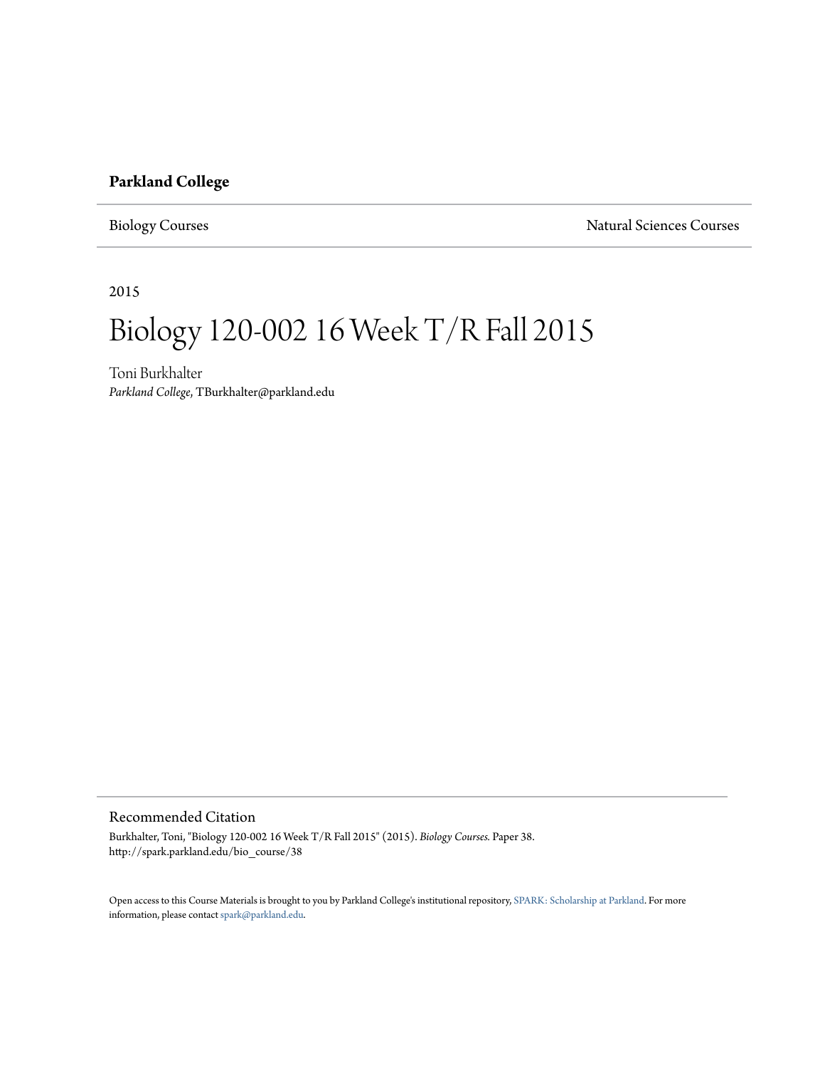**Parkland College**

Biology Courses

Natural Sciences Courses

2015

# Biology 120-002 16 Week T/R Fall 2015

Toni Burkhalter
*Parkland College*, TBurkhalter@parkland.edu

## Recommended Citation

Burkhalter, Toni, "Biology 120-002 16 Week T/R Fall 2015" (2015). *Biology Courses.* Paper 38.
http://spark.parkland.edu/bio_course/38

Open access to this Course Materials is brought to you by Parkland College's institutional repository, SPARK: Scholarship at Parkland. For more information, please contact spark@parkland.edu.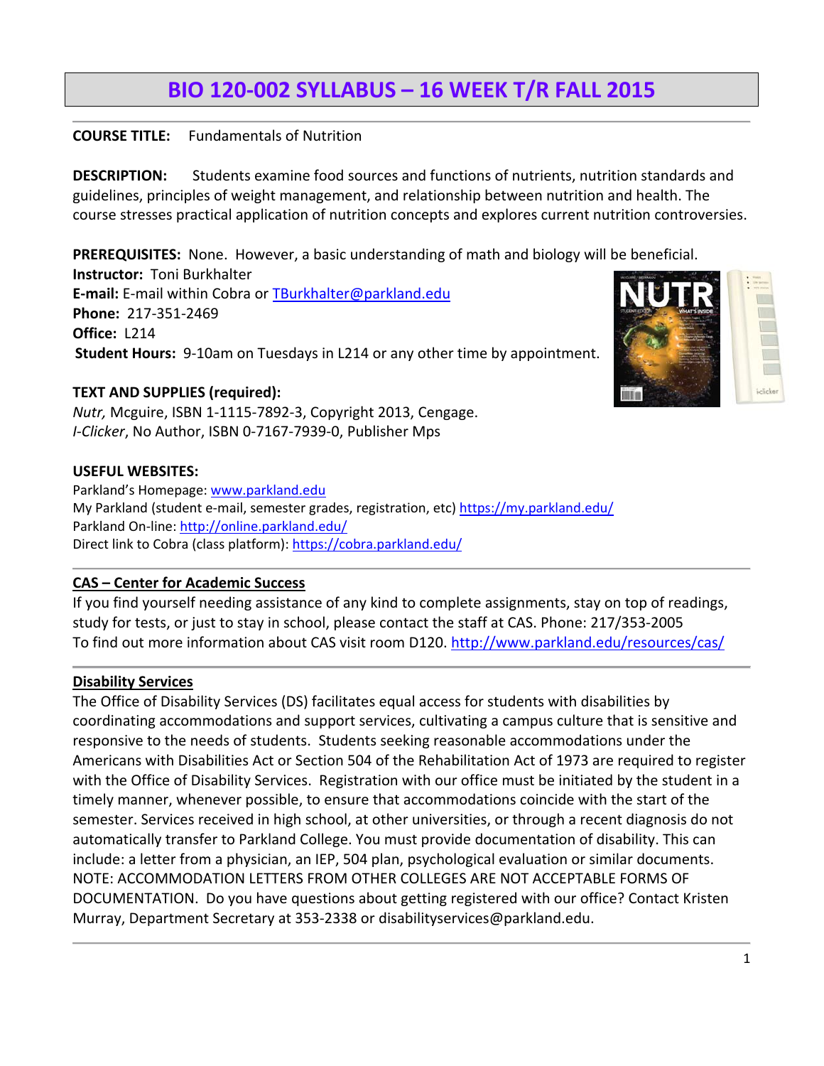# BIO 120-002 SYLLABUS – 16 WEEK T/R FALL 2015

**COURSE TITLE:** Fundamentals of Nutrition

**DESCRIPTION:** Students examine food sources and functions of nutrients, nutrition standards and guidelines, principles of weight management, and relationship between nutrition and health. The course stresses practical application of nutrition concepts and explores current nutrition controversies.

**PREREQUISITES:** None. However, a basic understanding of math and biology will be beneficial.
**Instructor:** Toni Burkhalter
**E-mail:** E-mail within Cobra or TBurkhalter@parkland.edu
**Phone:** 217-351-2469
**Office:** L214
**Student Hours:** 9-10am on Tuesdays in L214 or any other time by appointment.

**TEXT AND SUPPLIES (required):**
*Nutr,* Mcguire, ISBN 1-1115-7892-3, Copyright 2013, Cengage.
*I-Clicker*, No Author, ISBN 0-7167-7939-0, Publisher Mps

**USEFUL WEBSITES:**
Parkland's Homepage: www.parkland.edu
My Parkland (student e-mail, semester grades, registration, etc) https://my.parkland.edu/
Parkland On-line: http://online.parkland.edu/
Direct link to Cobra (class platform): https://cobra.parkland.edu/

## CAS – Center for Academic Success

If you find yourself needing assistance of any kind to complete assignments, stay on top of readings, study for tests, or just to stay in school, please contact the staff at CAS. Phone: 217/353-2005
To find out more information about CAS visit room D120. http://www.parkland.edu/resources/cas/

## Disability Services

The Office of Disability Services (DS) facilitates equal access for students with disabilities by coordinating accommodations and support services, cultivating a campus culture that is sensitive and responsive to the needs of students. Students seeking reasonable accommodations under the Americans with Disabilities Act or Section 504 of the Rehabilitation Act of 1973 are required to register with the Office of Disability Services. Registration with our office must be initiated by the student in a timely manner, whenever possible, to ensure that accommodations coincide with the start of the semester. Services received in high school, at other universities, or through a recent diagnosis do not automatically transfer to Parkland College. You must provide documentation of disability. This can include: a letter from a physician, an IEP, 504 plan, psychological evaluation or similar documents. NOTE: ACCOMMODATION LETTERS FROM OTHER COLLEGES ARE NOT ACCEPTABLE FORMS OF DOCUMENTATION. Do you have questions about getting registered with our office? Contact Kristen Murray, Department Secretary at 353-2338 or disabilityservices@parkland.edu.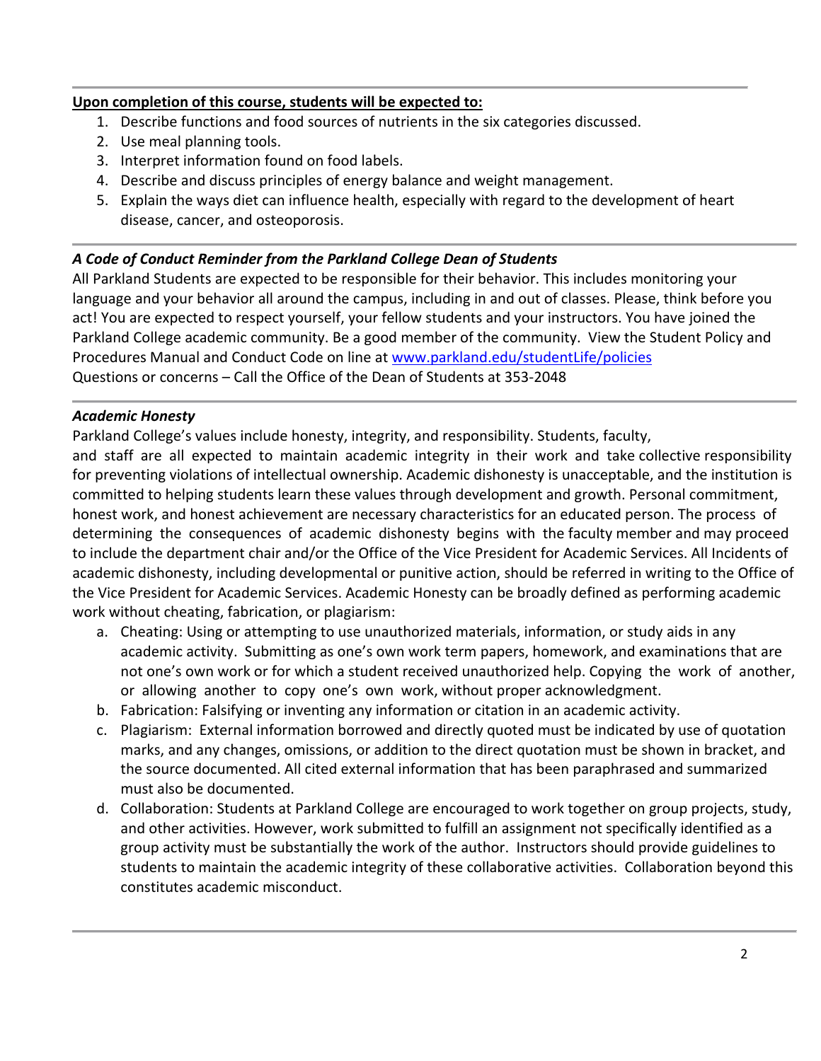**Upon completion of this course, students will be expected to:**

1. Describe functions and food sources of nutrients in the six categories discussed.
2. Use meal planning tools.
3. Interpret information found on food labels.
4. Describe and discuss principles of energy balance and weight management.
5. Explain the ways diet can influence health, especially with regard to the development of heart disease, cancer, and osteoporosis.

***A Code of Conduct Reminder from the Parkland College Dean of Students***

All Parkland Students are expected to be responsible for their behavior. This includes monitoring your language and your behavior all around the campus, including in and out of classes. Please, think before you act! You are expected to respect yourself, your fellow students and your instructors. You have joined the Parkland College academic community. Be a good member of the community. View the Student Policy and Procedures Manual and Conduct Code on line at www.parkland.edu/studentLife/policies

Questions or concerns – Call the Office of the Dean of Students at 353-2048

***Academic Honesty***

Parkland College's values include honesty, integrity, and responsibility. Students, faculty, and staff are all expected to maintain academic integrity in their work and take collective responsibility for preventing violations of intellectual ownership. Academic dishonesty is unacceptable, and the institution is committed to helping students learn these values through development and growth. Personal commitment, honest work, and honest achievement are necessary characteristics for an educated person. The process of determining the consequences of academic dishonesty begins with the faculty member and may proceed to include the department chair and/or the Office of the Vice President for Academic Services. All Incidents of academic dishonesty, including developmental or punitive action, should be referred in writing to the Office of the Vice President for Academic Services. Academic Honesty can be broadly defined as performing academic work without cheating, fabrication, or plagiarism:

a. Cheating: Using or attempting to use unauthorized materials, information, or study aids in any academic activity. Submitting as one's own work term papers, homework, and examinations that are not one's own work or for which a student received unauthorized help. Copying the work of another, or allowing another to copy one's own work, without proper acknowledgment.
b. Fabrication: Falsifying or inventing any information or citation in an academic activity.
c. Plagiarism: External information borrowed and directly quoted must be indicated by use of quotation marks, and any changes, omissions, or addition to the direct quotation must be shown in bracket, and the source documented. All cited external information that has been paraphrased and summarized must also be documented.
d. Collaboration: Students at Parkland College are encouraged to work together on group projects, study, and other activities. However, work submitted to fulfill an assignment not specifically identified as a group activity must be substantially the work of the author. Instructors should provide guidelines to students to maintain the academic integrity of these collaborative activities. Collaboration beyond this constitutes academic misconduct.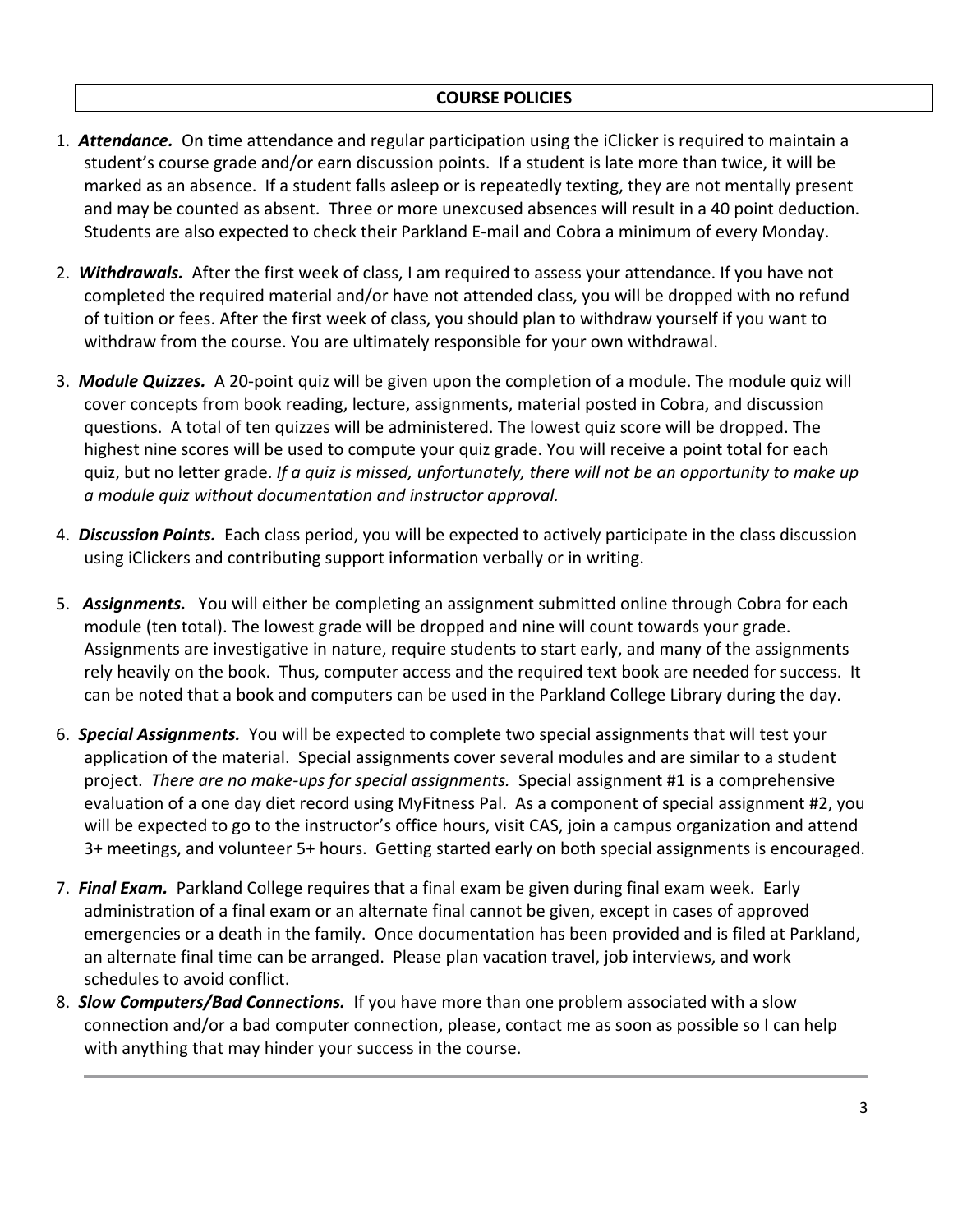## COURSE POLICIES

1. ***Attendance.*** On time attendance and regular participation using the iClicker is required to maintain a student's course grade and/or earn discussion points. If a student is late more than twice, it will be marked as an absence. If a student falls asleep or is repeatedly texting, they are not mentally present and may be counted as absent. Three or more unexcused absences will result in a 40 point deduction. Students are also expected to check their Parkland E-mail and Cobra a minimum of every Monday.

2. ***Withdrawals.*** After the first week of class, I am required to assess your attendance. If you have not completed the required material and/or have not attended class, you will be dropped with no refund of tuition or fees. After the first week of class, you should plan to withdraw yourself if you want to withdraw from the course. You are ultimately responsible for your own withdrawal.

3. ***Module Quizzes.*** A 20-point quiz will be given upon the completion of a module. The module quiz will cover concepts from book reading, lecture, assignments, material posted in Cobra, and discussion questions. A total of ten quizzes will be administered. The lowest quiz score will be dropped. The highest nine scores will be used to compute your quiz grade. You will receive a point total for each quiz, but no letter grade. *If a quiz is missed, unfortunately, there will not be an opportunity to make up a module quiz without documentation and instructor approval.*

4. ***Discussion Points.*** Each class period, you will be expected to actively participate in the class discussion using iClickers and contributing support information verbally or in writing.

5. ***Assignments.*** You will either be completing an assignment submitted online through Cobra for each module (ten total). The lowest grade will be dropped and nine will count towards your grade. Assignments are investigative in nature, require students to start early, and many of the assignments rely heavily on the book. Thus, computer access and the required text book are needed for success. It can be noted that a book and computers can be used in the Parkland College Library during the day.

6. ***Special Assignments.*** You will be expected to complete two special assignments that will test your application of the material. Special assignments cover several modules and are similar to a student project. *There are no make-ups for special assignments.* Special assignment #1 is a comprehensive evaluation of a one day diet record using MyFitness Pal. As a component of special assignment #2, you will be expected to go to the instructor's office hours, visit CAS, join a campus organization and attend 3+ meetings, and volunteer 5+ hours. Getting started early on both special assignments is encouraged.

7. ***Final Exam.*** Parkland College requires that a final exam be given during final exam week. Early administration of a final exam or an alternate final cannot be given, except in cases of approved emergencies or a death in the family. Once documentation has been provided and is filed at Parkland, an alternate final time can be arranged. Please plan vacation travel, job interviews, and work schedules to avoid conflict.

8. ***Slow Computers/Bad Connections.*** If you have more than one problem associated with a slow connection and/or a bad computer connection, please, contact me as soon as possible so I can help with anything that may hinder your success in the course.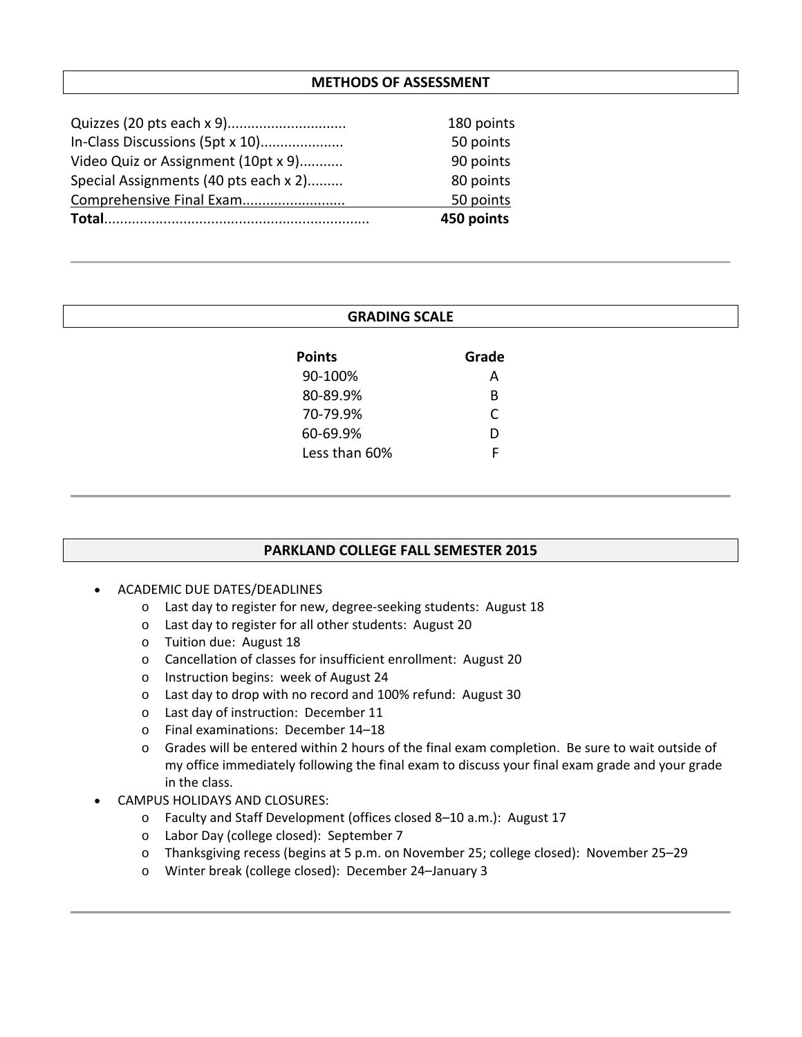## METHODS OF ASSESSMENT

| | |
|---|---|
| Quizzes (20 pts each x 9).............................. | 180 points |
| In-Class Discussions (5pt x 10)..................... | 50 points |
| Video Quiz or Assignment (10pt x 9)........... | 90 points |
| Special Assignments (40 pts each x 2)......... | 80 points |
| Comprehensive Final Exam.......................... | 50 points |
| **Total**.................................................................. | **450 points** |

## GRADING SCALE

| Points | Grade |
|---|---|
| 90-100% | A |
| 80-89.9% | B |
| 70-79.9% | C |
| 60-69.9% | D |
| Less than 60% | F |

## PARKLAND COLLEGE FALL SEMESTER 2015

- ACADEMIC DUE DATES/DEADLINES
  - Last day to register for new, degree-seeking students: August 18
  - Last day to register for all other students: August 20
  - Tuition due: August 18
  - Cancellation of classes for insufficient enrollment: August 20
  - Instruction begins: week of August 24
  - Last day to drop with no record and 100% refund: August 30
  - Last day of instruction: December 11
  - Final examinations: December 14–18
  - Grades will be entered within 2 hours of the final exam completion. Be sure to wait outside of my office immediately following the final exam to discuss your final exam grade and your grade in the class.
- CAMPUS HOLIDAYS AND CLOSURES:
  - Faculty and Staff Development (offices closed 8–10 a.m.): August 17
  - Labor Day (college closed): September 7
  - Thanksgiving recess (begins at 5 p.m. on November 25; college closed): November 25–29
  - Winter break (college closed): December 24–January 3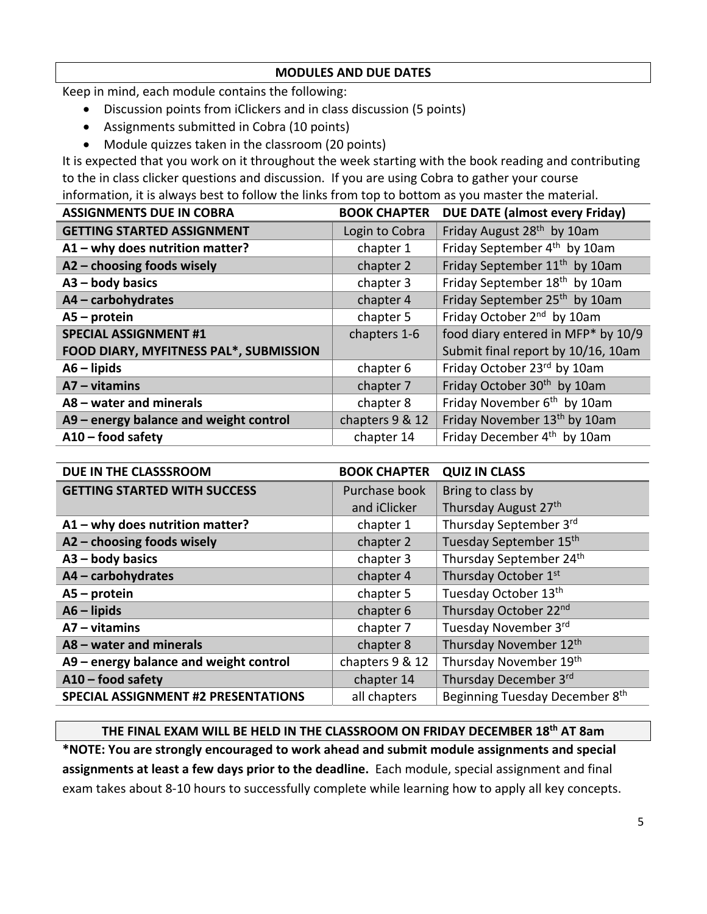## MODULES AND DUE DATES

Keep in mind, each module contains the following:

- Discussion points from iClickers and in class discussion (5 points)
- Assignments submitted in Cobra (10 points)
- Module quizzes taken in the classroom (20 points)

It is expected that you work on it throughout the week starting with the book reading and contributing to the in class clicker questions and discussion. If you are using Cobra to gather your course information, it is always best to follow the links from top to bottom as you master the material.

| ASSIGNMENTS DUE IN COBRA | BOOK CHAPTER | DUE DATE (almost every Friday) |
|---|---|---|
| **GETTING STARTED ASSIGNMENT** | Login to Cobra | Friday August 28th by 10am |
| **A1 – why does nutrition matter?** | chapter 1 | Friday September 4th by 10am |
| **A2 – choosing foods wisely** | chapter 2 | Friday September 11th by 10am |
| **A3 – body basics** | chapter 3 | Friday September 18th by 10am |
| **A4 – carbohydrates** | chapter 4 | Friday September 25th by 10am |
| **A5 – protein** | chapter 5 | Friday October 2nd by 10am |
| **SPECIAL ASSIGNMENT #1 FOOD DIARY, MYFITNESS PAL*, SUBMISSION** | chapters 1-6 | food diary entered in MFP* by 10/9 Submit final report by 10/16, 10am |
| **A6 – lipids** | chapter 6 | Friday October 23rd by 10am |
| **A7 – vitamins** | chapter 7 | Friday October 30th by 10am |
| **A8 – water and minerals** | chapter 8 | Friday November 6th by 10am |
| **A9 – energy balance and weight control** | chapters 9 & 12 | Friday November 13th by 10am |
| **A10 – food safety** | chapter 14 | Friday December 4th by 10am |

| DUE IN THE CLASSSROOM | BOOK CHAPTER | QUIZ IN CLASS |
|---|---|---|
| **GETTING STARTED WITH SUCCESS** | Purchase book and iClicker | Bring to class by Thursday August 27th |
| **A1 – why does nutrition matter?** | chapter 1 | Thursday September 3rd |
| **A2 – choosing foods wisely** | chapter 2 | Tuesday September 15th |
| **A3 – body basics** | chapter 3 | Thursday September 24th |
| **A4 – carbohydrates** | chapter 4 | Thursday October 1st |
| **A5 – protein** | chapter 5 | Tuesday October 13th |
| **A6 – lipids** | chapter 6 | Thursday October 22nd |
| **A7 – vitamins** | chapter 7 | Tuesday November 3rd |
| **A8 – water and minerals** | chapter 8 | Thursday November 12th |
| **A9 – energy balance and weight control** | chapters 9 & 12 | Thursday November 19th |
| **A10 – food safety** | chapter 14 | Thursday December 3rd |
| **SPECIAL ASSIGNMENT #2 PRESENTATIONS** | all chapters | Beginning Tuesday December 8th |

**THE FINAL EXAM WILL BE HELD IN THE CLASSROOM ON FRIDAY DECEMBER 18th AT 8am**

**\*NOTE: You are strongly encouraged to work ahead and submit module assignments and special assignments at least a few days prior to the deadline.** Each module, special assignment and final exam takes about 8-10 hours to successfully complete while learning how to apply all key concepts.